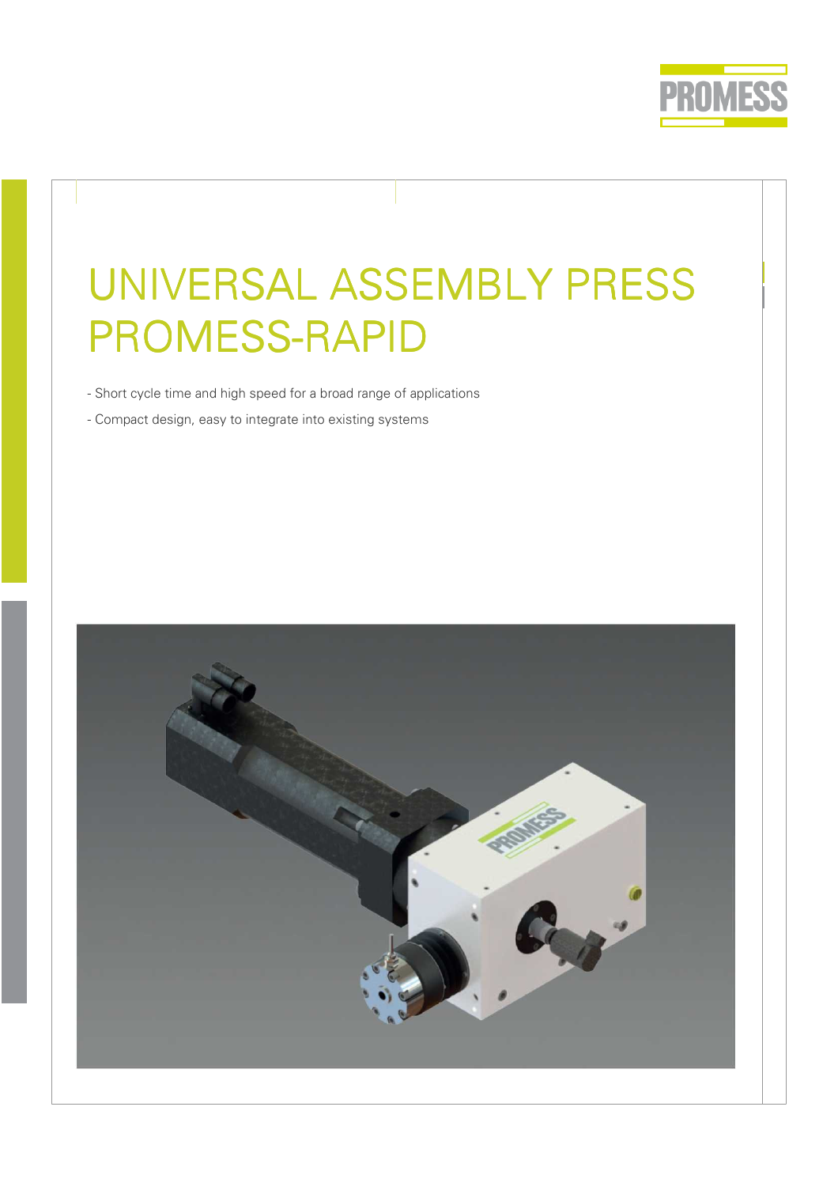PROMESS

# UNIVERSAL ASSEMBLY PRESS PROMESS-RAPID

- Short cycle time and high speed for a broad range of applications
- Compact design, easy to integrate into existing systems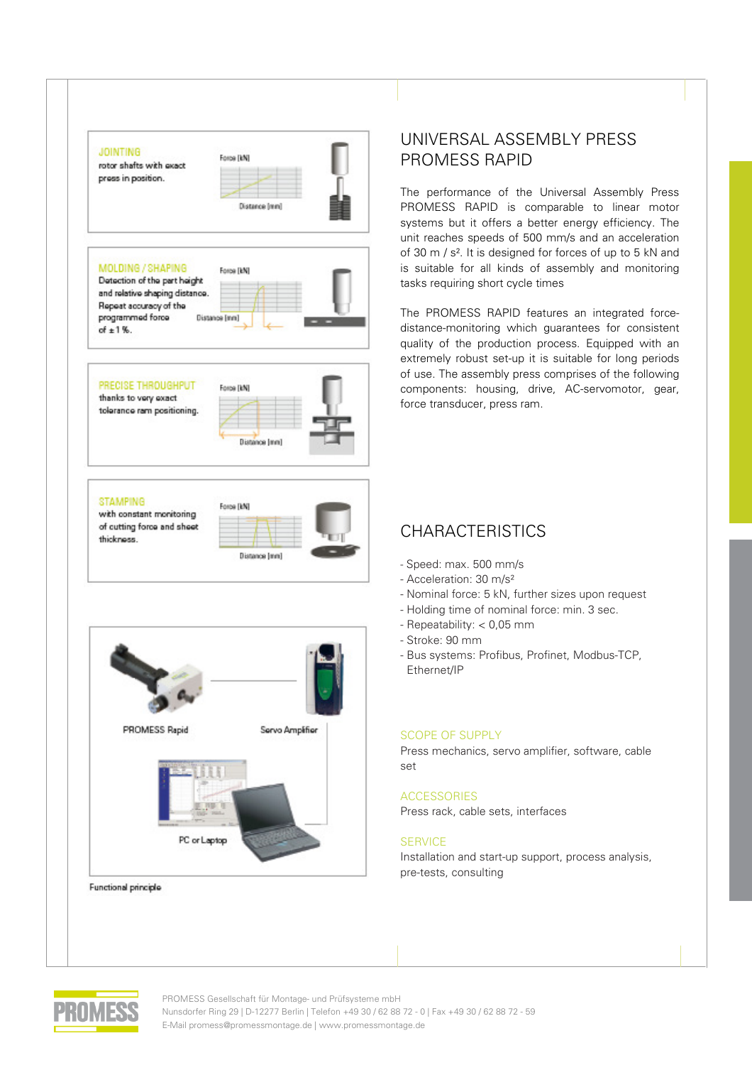**JOINTING**
rotor shafts with exact press in position.

Force [kN]

Distance [mm]

**MOLDING / SHAPING**
Detection of the part height and relative shaping distance. Repeat accuracy of the programmed force of ±1 %.

Force [kN]

Distance [mm]

**PRECISE THROUGHPUT**
thanks to very exact tolerance ram positioning.

Force [kN]

Distance [mm]

**STAMPING**
with constant monitoring of cutting force and sheet thickness.

Force [kN]

Distance [mm]

PROMESS Rapid

Servo Amplifier

PC or Laptop

Functional principle

# UNIVERSAL ASSEMBLY PRESS PROMESS RAPID

The performance of the Universal Assembly Press PROMESS RAPID is comparable to linear motor systems but it offers a better energy efficiency. The unit reaches speeds of 500 mm/s and an acceleration of 30 m / s². It is designed for forces of up to 5 kN and is suitable for all kinds of assembly and monitoring tasks requiring short cycle times

The PROMESS RAPID features an integrated force-distance-monitoring which guarantees for consistent quality of the production process. Equipped with an extremely robust set-up it is suitable for long periods of use. The assembly press comprises of the following components: housing, drive, AC-servomotor, gear, force transducer, press ram.

## CHARACTERISTICS

- Speed: max. 500 mm/s
- Acceleration: 30 m/s²
- Nominal force: 5 kN, further sizes upon request
- Holding time of nominal force: min. 3 sec.
- Repeatability: < 0,05 mm
- Stroke: 90 mm
- Bus systems: Profibus, Profinet, Modbus-TCP, Ethernet/IP

### SCOPE OF SUPPLY

Press mechanics, servo amplifier, software, cable set

### ACCESSORIES

Press rack, cable sets, interfaces

### SERVICE

Installation and start-up support, process analysis, pre-tests, consulting

PROMESS Gesellschaft für Montage- und Prüfsysteme mbH
Nunsdorfer Ring 29 | D-12277 Berlin | Telefon +49 30 / 62 88 72 - 0 | Fax +49 30 / 62 88 72 - 59
E-Mail promess@promessmontage.de | www.promessmontage.de